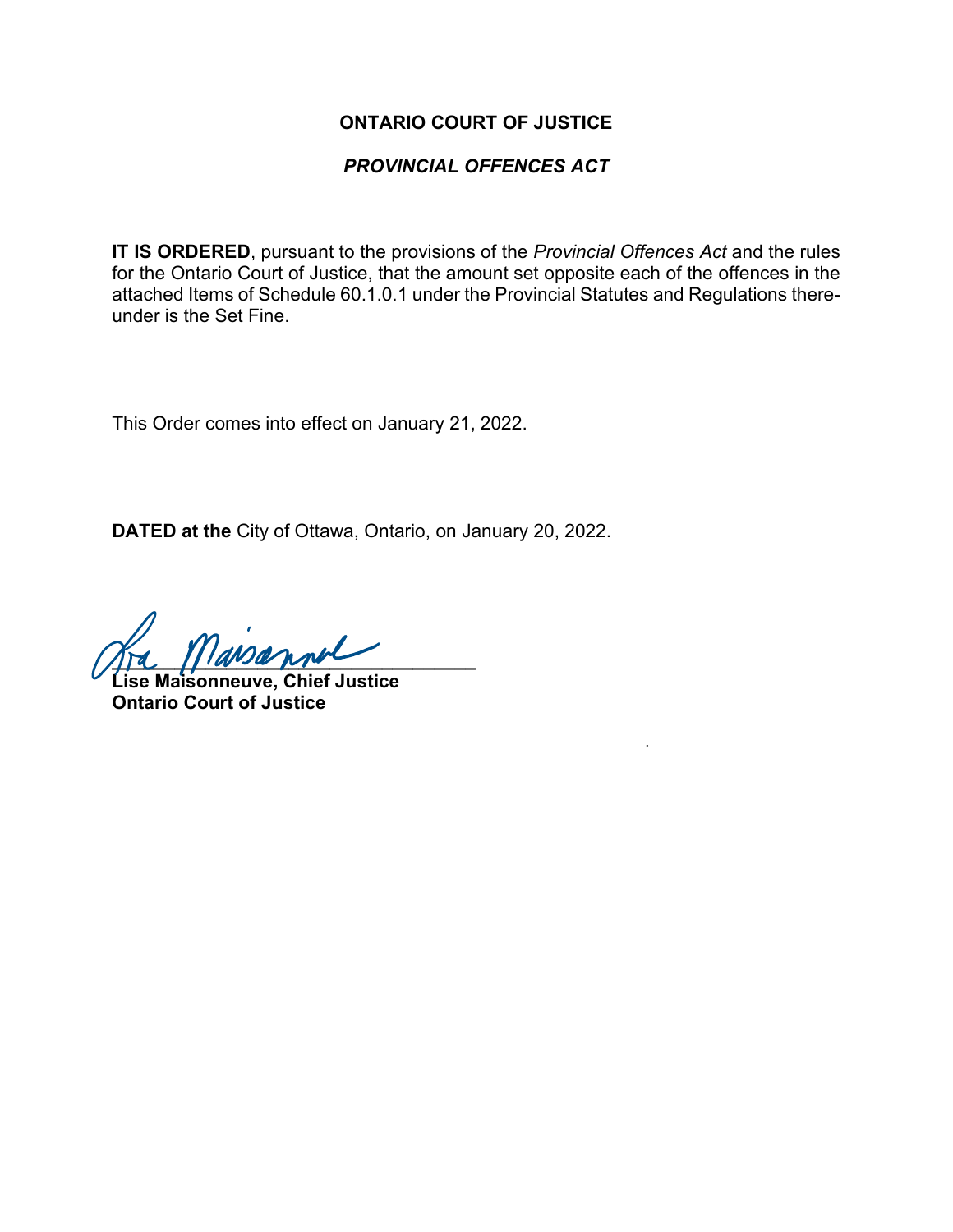**ONTARIO COURT OF JUSTICE**

***PROVINCIAL OFFENCES ACT***

**IT IS ORDERED**, pursuant to the provisions of the *Provincial Offences Act* and the rules for the Ontario Court of Justice, that the amount set opposite each of the offences in the attached Items of Schedule 60.1.0.1 under the Provincial Statutes and Regulations thereunder is the Set Fine.

This Order comes into effect on January 21, 2022.

**DATED at the** City of Ottawa, Ontario, on January 20, 2022.

**Lise Maisonneuve, Chief Justice**
**Ontario Court of Justice**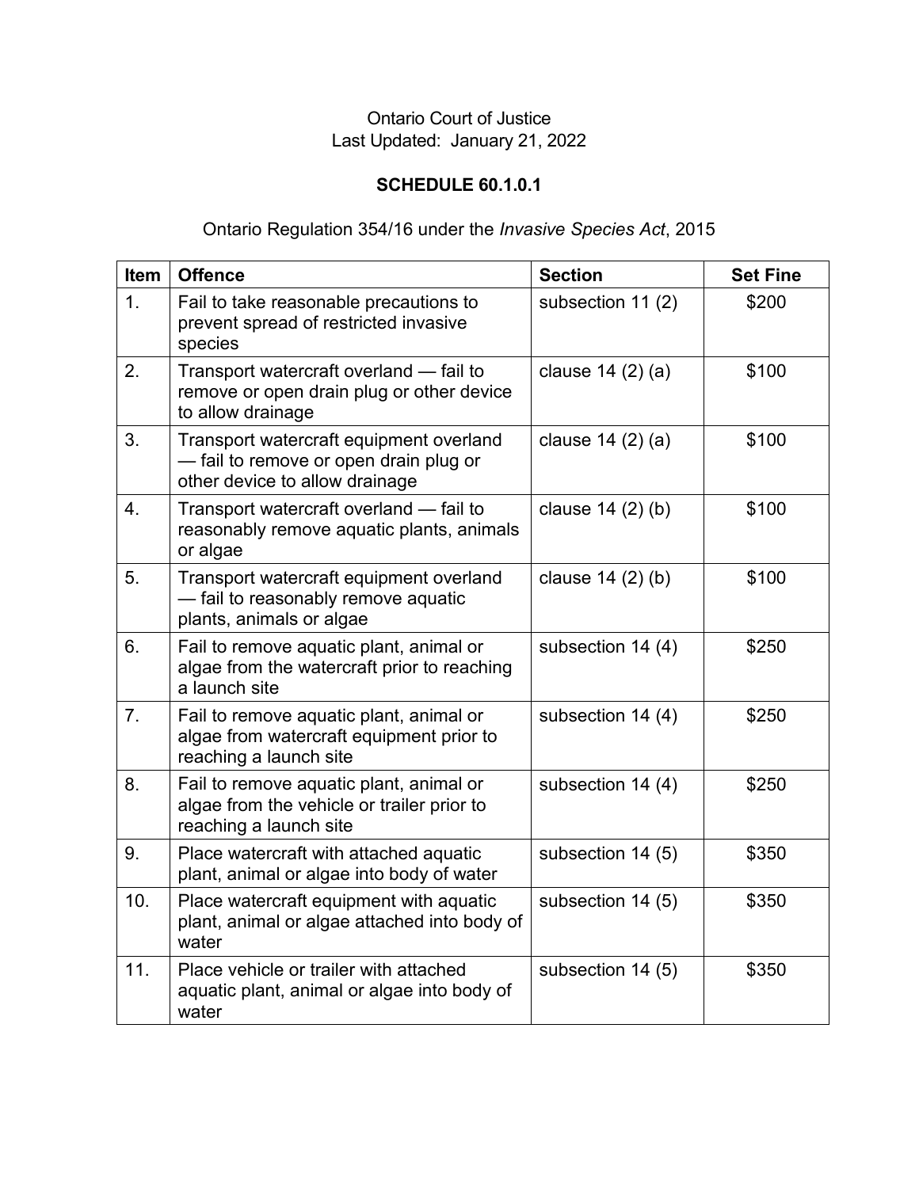Ontario Court of Justice
Last Updated: January 21, 2022

**SCHEDULE 60.1.0.1**

Ontario Regulation 354/16 under the *Invasive Species Act*, 2015

| Item | Offence | Section | Set Fine |
|---|---|---|---|
| 1. | Fail to take reasonable precautions to prevent spread of restricted invasive species | subsection 11 (2) | $200 |
| 2. | Transport watercraft overland — fail to remove or open drain plug or other device to allow drainage | clause 14 (2) (a) | $100 |
| 3. | Transport watercraft equipment overland — fail to remove or open drain plug or other device to allow drainage | clause 14 (2) (a) | $100 |
| 4. | Transport watercraft overland — fail to reasonably remove aquatic plants, animals or algae | clause 14 (2) (b) | $100 |
| 5. | Transport watercraft equipment overland — fail to reasonably remove aquatic plants, animals or algae | clause 14 (2) (b) | $100 |
| 6. | Fail to remove aquatic plant, animal or algae from the watercraft prior to reaching a launch site | subsection 14 (4) | $250 |
| 7. | Fail to remove aquatic plant, animal or algae from watercraft equipment prior to reaching a launch site | subsection 14 (4) | $250 |
| 8. | Fail to remove aquatic plant, animal or algae from the vehicle or trailer prior to reaching a launch site | subsection 14 (4) | $250 |
| 9. | Place watercraft with attached aquatic plant, animal or algae into body of water | subsection 14 (5) | $350 |
| 10. | Place watercraft equipment with aquatic plant, animal or algae attached into body of water | subsection 14 (5) | $350 |
| 11. | Place vehicle or trailer with attached aquatic plant, animal or algae into body of water | subsection 14 (5) | $350 |